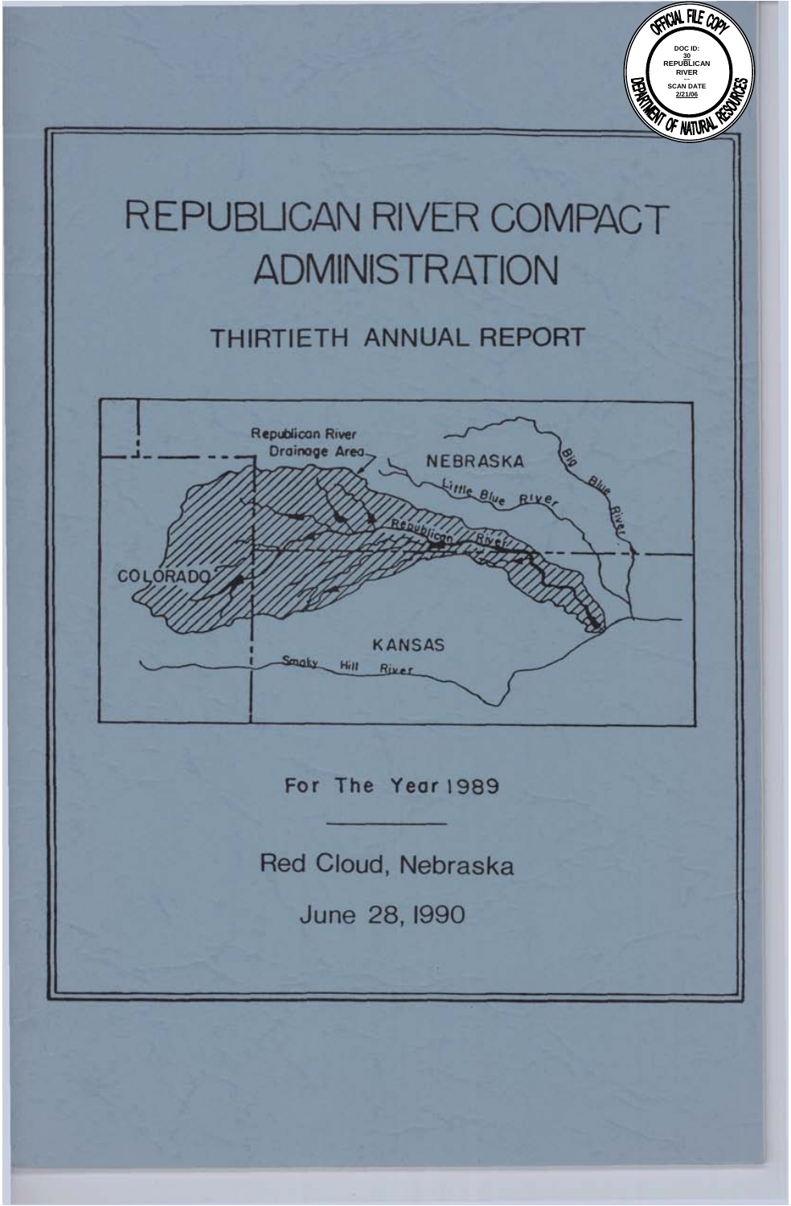# REPUBLICAN RIVER COMPACT ADMINISTRATION

## THIRTIETH ANNUAL REPORT

For The Year 1989

Red Cloud, Nebraska

June 28, 1990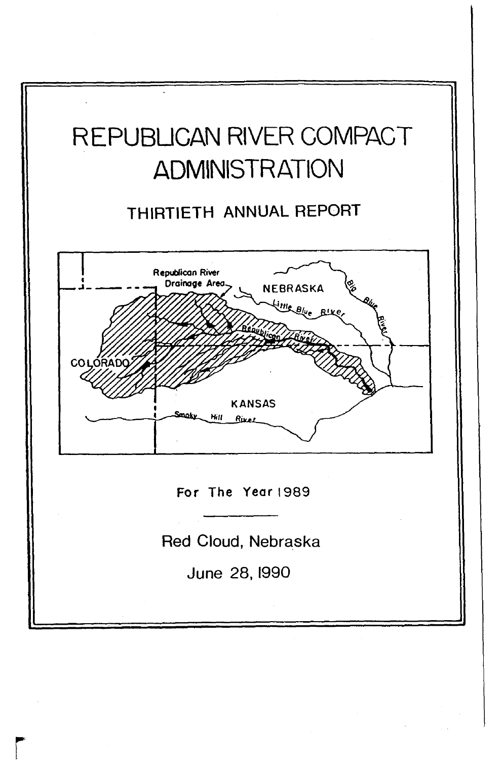# REPUBLICAN RIVER COMPACT ADMINISTRATION

## THIRTIETH ANNUAL REPORT

Republican River Drainage Area

NEBRASKA

Little Blue River

Big Blue River

Republican River

COLORADO

KANSAS

Smoky Hill River

For The Year 1989

---

Red Cloud, Nebraska

June 28, 1990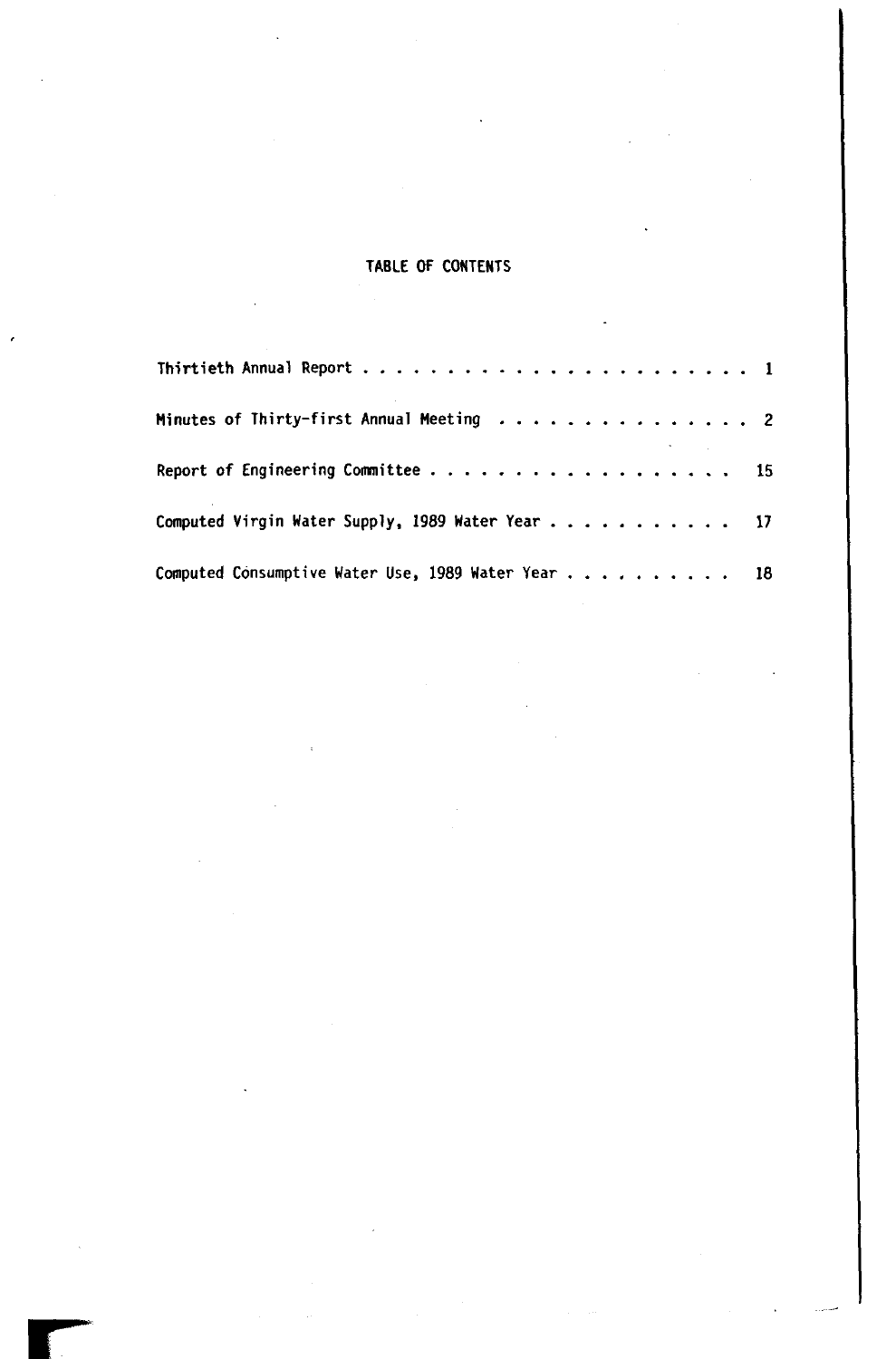# TABLE OF CONTENTS

| | |
|---|---|
| Thirtieth Annual Report | 1 |
| Minutes of Thirty-first Annual Meeting | 2 |
| Report of Engineering Committee | 15 |
| Computed Virgin Water Supply, 1989 Water Year | 17 |
| Computed Consumptive Water Use, 1989 Water Year | 18 |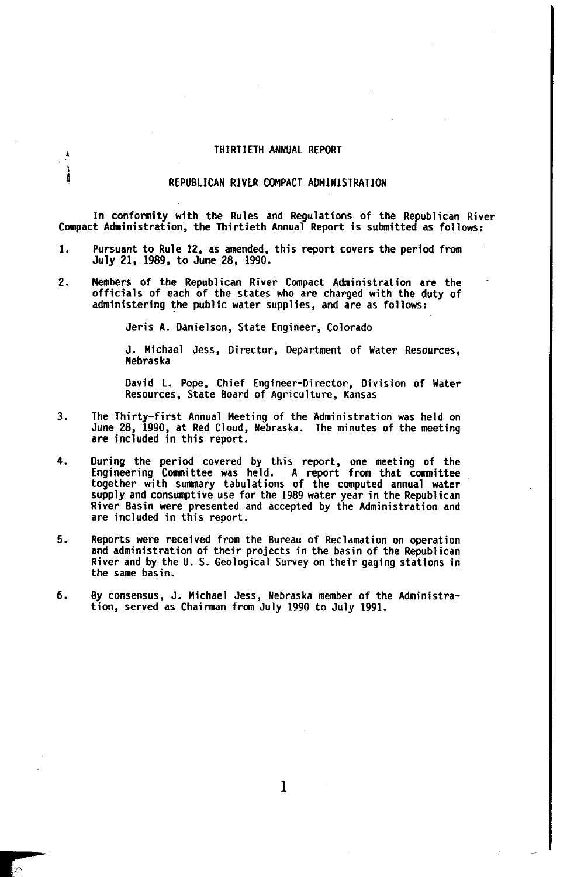# THIRTIETH ANNUAL REPORT

## REPUBLICAN RIVER COMPACT ADMINISTRATION

In conformity with the Rules and Regulations of the Republican River Compact Administration, the Thirtieth Annual Report is submitted as follows:

1. Pursuant to Rule 12, as amended, this report covers the period from July 21, 1989, to June 28, 1990.

2. Members of the Republican River Compact Administration are the officials of each of the states who are charged with the duty of administering the public water supplies, and are as follows:

   Jeris A. Danielson, State Engineer, Colorado

   J. Michael Jess, Director, Department of Water Resources, Nebraska

   David L. Pope, Chief Engineer-Director, Division of Water Resources, State Board of Agriculture, Kansas

3. The Thirty-first Annual Meeting of the Administration was held on June 28, 1990, at Red Cloud, Nebraska. The minutes of the meeting are included in this report.

4. During the period covered by this report, one meeting of the Engineering Committee was held. A report from that committee together with summary tabulations of the computed annual water supply and consumptive use for the 1989 water year in the Republican River Basin were presented and accepted by the Administration and are included in this report.

5. Reports were received from the Bureau of Reclamation on operation and administration of their projects in the basin of the Republican River and by the U. S. Geological Survey on their gaging stations in the same basin.

6. By consensus, J. Michael Jess, Nebraska member of the Administration, served as Chairman from July 1990 to July 1991.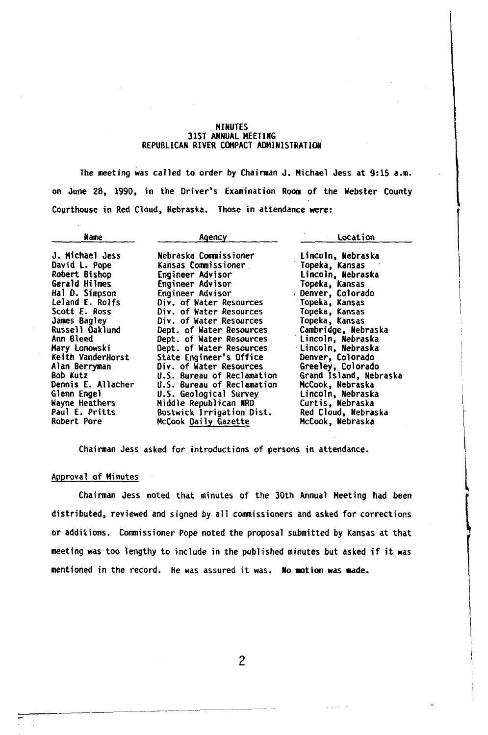# MINUTES
## 31ST ANNUAL MEETING
## REPUBLICAN RIVER COMPACT ADMINISTRATION

The meeting was called to order by Chairman J. Michael Jess at 9:15 a.m. on June 28, 1990, in the Driver's Examination Room of the Webster County Courthouse in Red Cloud, Nebraska. Those in attendance were:

| Name | Agency | Location |
|---|---|---|
| J. Michael Jess | Nebraska Commissioner | Lincoln, Nebraska |
| David L. Pope | Kansas Commissioner | Topeka, Kansas |
| Robert Bishop | Engineer Advisor | Lincoln, Nebraska |
| Gerald Hilmes | Engineer Advisor | Topeka, Kansas |
| Hal D. Simpson | Engineer Advisor | Denver, Colorado |
| Leland E. Rolfs | Div. of Water Resources | Topeka, Kansas |
| Scott E. Ross | Div. of Water Resources | Topeka, Kansas |
| James Bagley | Div. of Water Resources | Topeka, Kansas |
| Russell Oaklund | Dept. of Water Resources | Cambridge, Nebraska |
| Ann Bleed | Dept. of Water Resources | Lincoln, Nebraska |
| Mary Lonowski | Dept. of Water Resources | Lincoln, Nebraska |
| Keith VanderHorst | State Engineer's Office | Denver, Colorado |
| Alan Berryman | Div. of Water Resources | Greeley, Colorado |
| Bob Kutz | U.S. Bureau of Reclamation | Grand Island, Nebraska |
| Dennis E. Allacher | U.S. Bureau of Reclamation | McCook, Nebraska |
| Glenn Engel | U.S. Geological Survey | Lincoln, Nebraska |
| Wayne Heathers | Middle Republican NRD | Curtis, Nebraska |
| Paul E. Pritts | Bostwick Irrigation Dist. | Red Cloud, Nebraska |
| Robert Pore | McCook Daily Gazette | McCook, Nebraska |

Chairman Jess asked for introductions of persons in attendance.

## Approval of Minutes

Chairman Jess noted that minutes of the 30th Annual Meeting had been distributed, reviewed and signed by all commissioners and asked for corrections or additions. Commissioner Pope noted the proposal submitted by Kansas at that meeting was too lengthy to include in the published minutes but asked if it was mentioned in the record. He was assured it was. **No motion was made.**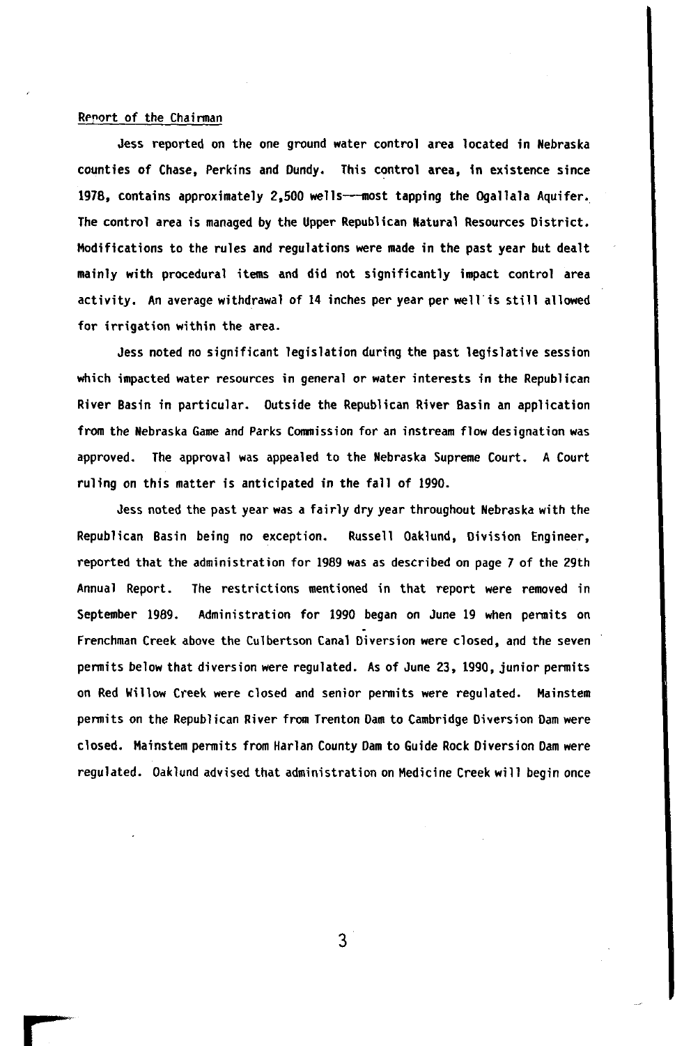Report of the Chairman

Jess reported on the one ground water control area located in Nebraska counties of Chase, Perkins and Dundy. This control area, in existence since 1978, contains approximately 2,500 wells—most tapping the Ogallala Aquifer. The control area is managed by the Upper Republican Natural Resources District. Modifications to the rules and regulations were made in the past year but dealt mainly with procedural items and did not significantly impact control area activity. An average withdrawal of 14 inches per year per well is still allowed for irrigation within the area.

Jess noted no significant legislation during the past legislative session which impacted water resources in general or water interests in the Republican River Basin in particular. Outside the Republican River Basin an application from the Nebraska Game and Parks Commission for an instream flow designation was approved. The approval was appealed to the Nebraska Supreme Court. A Court ruling on this matter is anticipated in the fall of 1990.

Jess noted the past year was a fairly dry year throughout Nebraska with the Republican Basin being no exception. Russell Oaklund, Division Engineer, reported that the administration for 1989 was as described on page 7 of the 29th Annual Report. The restrictions mentioned in that report were removed in September 1989. Administration for 1990 began on June 19 when permits on Frenchman Creek above the Culbertson Canal Diversion were closed, and the seven permits below that diversion were regulated. As of June 23, 1990, junior permits on Red Willow Creek were closed and senior permits were regulated. Mainstem permits on the Republican River from Trenton Dam to Cambridge Diversion Dam were closed. Mainstem permits from Harlan County Dam to Guide Rock Diversion Dam were regulated. Oaklund advised that administration on Medicine Creek will begin once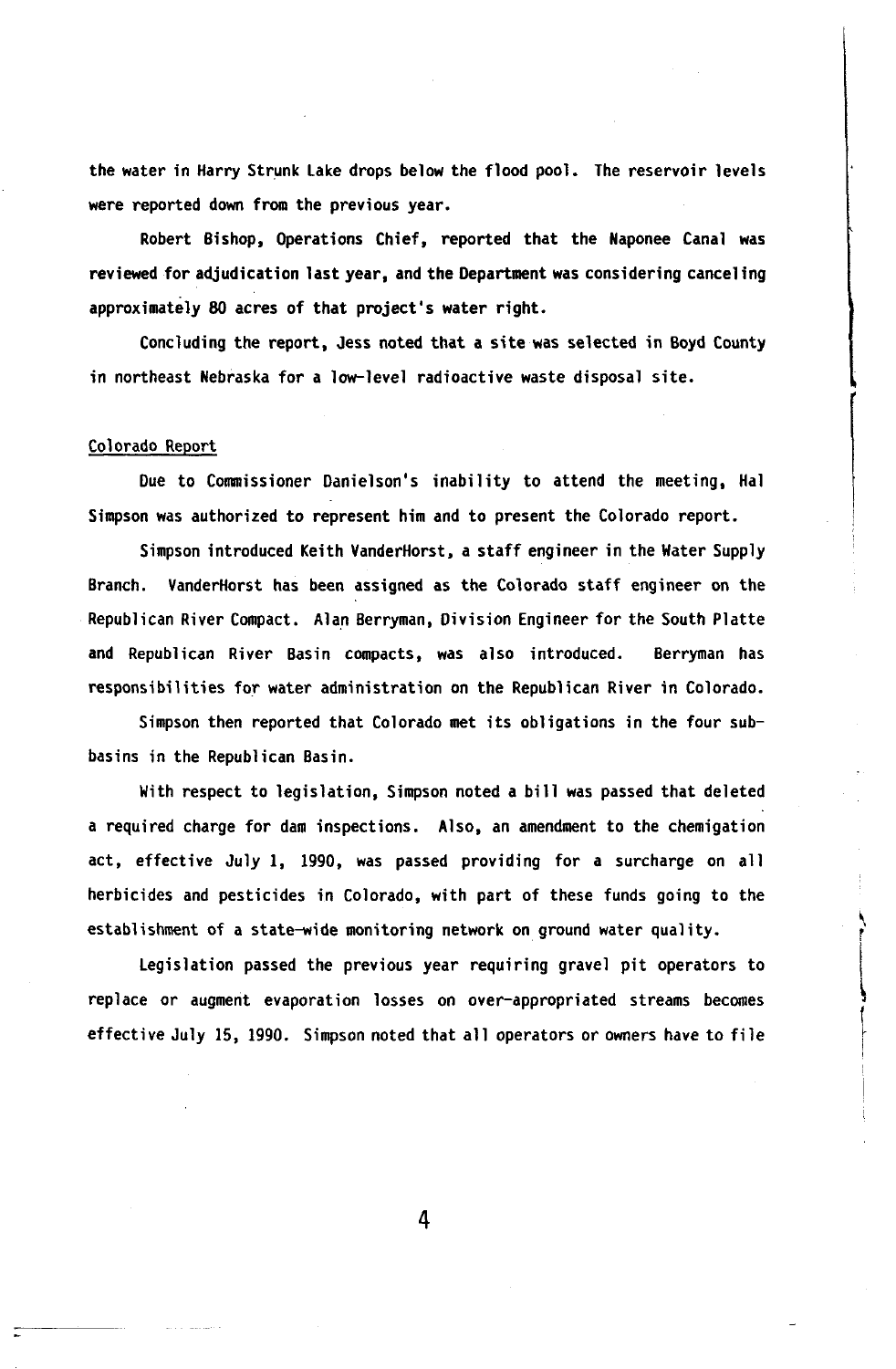the water in Harry Strunk Lake drops below the flood pool. The reservoir levels were reported down from the previous year.

Robert Bishop, Operations Chief, reported that the Naponee Canal was reviewed for adjudication last year, and the Department was considering canceling approximately 80 acres of that project's water right.

Concluding the report, Jess noted that a site was selected in Boyd County in northeast Nebraska for a low-level radioactive waste disposal site.

Colorado Report

Due to Commissioner Danielson's inability to attend the meeting, Hal Simpson was authorized to represent him and to present the Colorado report.

Simpson introduced Keith VanderHorst, a staff engineer in the Water Supply Branch. VanderHorst has been assigned as the Colorado staff engineer on the Republican River Compact. Alan Berryman, Division Engineer for the South Platte and Republican River Basin compacts, was also introduced. Berryman has responsibilities for water administration on the Republican River in Colorado.

Simpson then reported that Colorado met its obligations in the four sub-basins in the Republican Basin.

With respect to legislation, Simpson noted a bill was passed that deleted a required charge for dam inspections. Also, an amendment to the chemigation act, effective July 1, 1990, was passed providing for a surcharge on all herbicides and pesticides in Colorado, with part of these funds going to the establishment of a state-wide monitoring network on ground water quality.

Legislation passed the previous year requiring gravel pit operators to replace or augment evaporation losses on over-appropriated streams becomes effective July 15, 1990. Simpson noted that all operators or owners have to file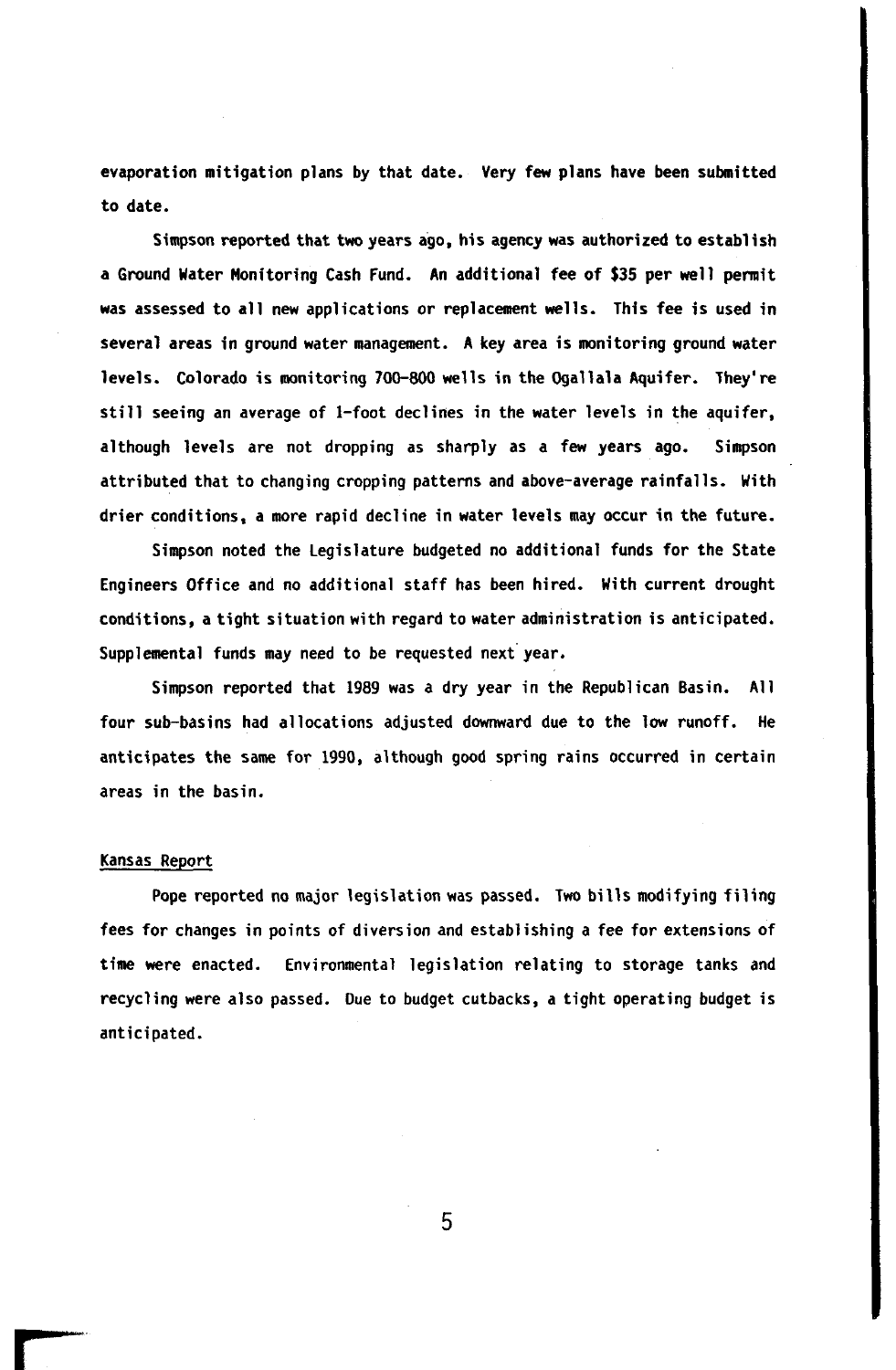evaporation mitigation plans by that date. Very few plans have been submitted to date.

Simpson reported that two years ago, his agency was authorized to establish a Ground Water Monitoring Cash Fund. An additional fee of $35 per well permit was assessed to all new applications or replacement wells. This fee is used in several areas in ground water management. A key area is monitoring ground water levels. Colorado is monitoring 700-800 wells in the Ogallala Aquifer. They're still seeing an average of 1-foot declines in the water levels in the aquifer, although levels are not dropping as sharply as a few years ago. Simpson attributed that to changing cropping patterns and above-average rainfalls. With drier conditions, a more rapid decline in water levels may occur in the future.

Simpson noted the Legislature budgeted no additional funds for the State Engineers Office and no additional staff has been hired. With current drought conditions, a tight situation with regard to water administration is anticipated. Supplemental funds may need to be requested next year.

Simpson reported that 1989 was a dry year in the Republican Basin. All four sub-basins had allocations adjusted downward due to the low runoff. He anticipates the same for 1990, although good spring rains occurred in certain areas in the basin.

## Kansas Report

Pope reported no major legislation was passed. Two bills modifying filing fees for changes in points of diversion and establishing a fee for extensions of time were enacted. Environmental legislation relating to storage tanks and recycling were also passed. Due to budget cutbacks, a tight operating budget is anticipated.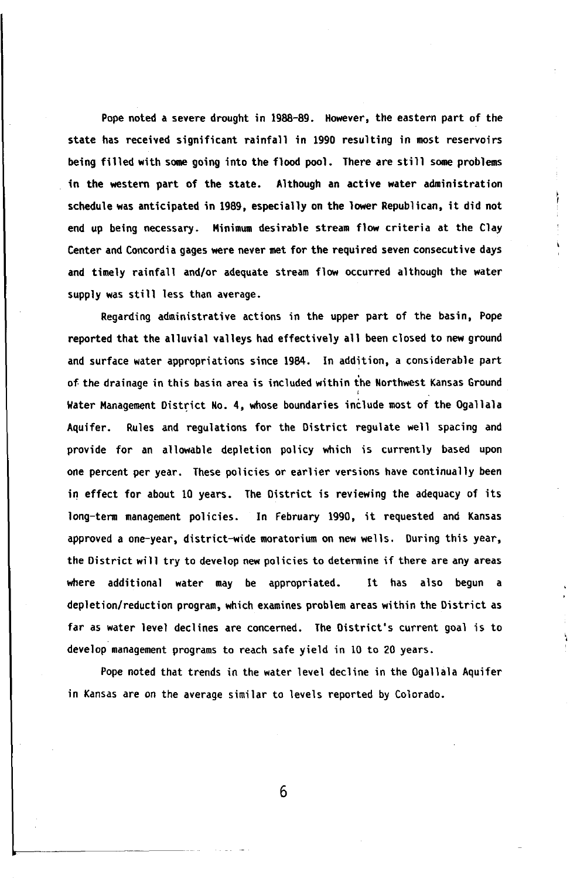Pope noted a severe drought in 1988-89. However, the eastern part of the state has received significant rainfall in 1990 resulting in most reservoirs being filled with some going into the flood pool. There are still some problems in the western part of the state. Although an active water administration schedule was anticipated in 1989, especially on the lower Republican, it did not end up being necessary. Minimum desirable stream flow criteria at the Clay Center and Concordia gages were never met for the required seven consecutive days and timely rainfall and/or adequate stream flow occurred although the water supply was still less than average.

Regarding administrative actions in the upper part of the basin, Pope reported that the alluvial valleys had effectively all been closed to new ground and surface water appropriations since 1984. In addition, a considerable part of the drainage in this basin area is included within the Northwest Kansas Ground Water Management District No. 4, whose boundaries include most of the Ogallala Aquifer. Rules and regulations for the District regulate well spacing and provide for an allowable depletion policy which is currently based upon one percent per year. These policies or earlier versions have continually been in effect for about 10 years. The District is reviewing the adequacy of its long-term management policies. In February 1990, it requested and Kansas approved a one-year, district-wide moratorium on new wells. During this year, the District will try to develop new policies to determine if there are any areas where additional water may be appropriated. It has also begun a depletion/reduction program, which examines problem areas within the District as far as water level declines are concerned. The District's current goal is to develop management programs to reach safe yield in 10 to 20 years.

Pope noted that trends in the water level decline in the Ogallala Aquifer in Kansas are on the average similar to levels reported by Colorado.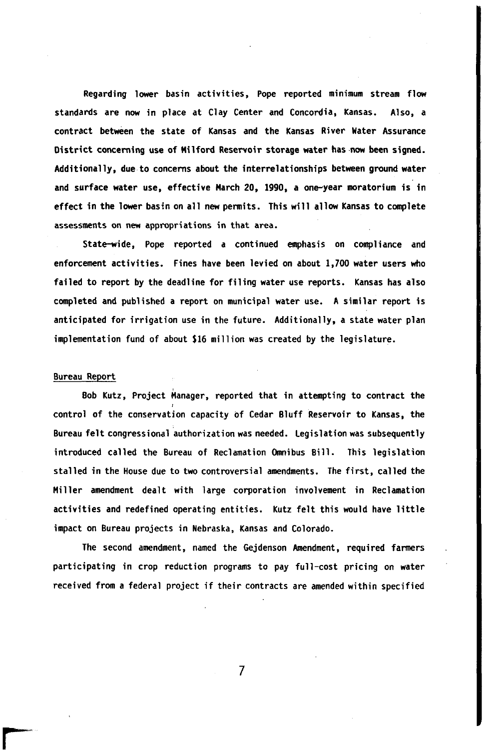Regarding lower basin activities, Pope reported minimum stream flow standards are now in place at Clay Center and Concordia, Kansas. Also, a contract between the state of Kansas and the Kansas River Water Assurance District concerning use of Milford Reservoir storage water has now been signed. Additionally, due to concerns about the interrelationships between ground water and surface water use, effective March 20, 1990, a one-year moratorium is in effect in the lower basin on all new permits. This will allow Kansas to complete assessments on new appropriations in that area.

State-wide, Pope reported a continued emphasis on compliance and enforcement activities. Fines have been levied on about 1,700 water users who failed to report by the deadline for filing water use reports. Kansas has also completed and published a report on municipal water use. A similar report is anticipated for irrigation use in the future. Additionally, a state water plan implementation fund of about $16 million was created by the legislature.

## Bureau Report

Bob Kutz, Project Manager, reported that in attempting to contract the control of the conservation capacity of Cedar Bluff Reservoir to Kansas, the Bureau felt congressional authorization was needed. Legislation was subsequently introduced called the Bureau of Reclamation Omnibus Bill. This legislation stalled in the House due to two controversial amendments. The first, called the Miller amendment dealt with large corporation involvement in Reclamation activities and redefined operating entities. Kutz felt this would have little impact on Bureau projects in Nebraska, Kansas and Colorado.

The second amendment, named the Gejdenson Amendment, required farmers participating in crop reduction programs to pay full-cost pricing on water received from a federal project if their contracts are amended within specified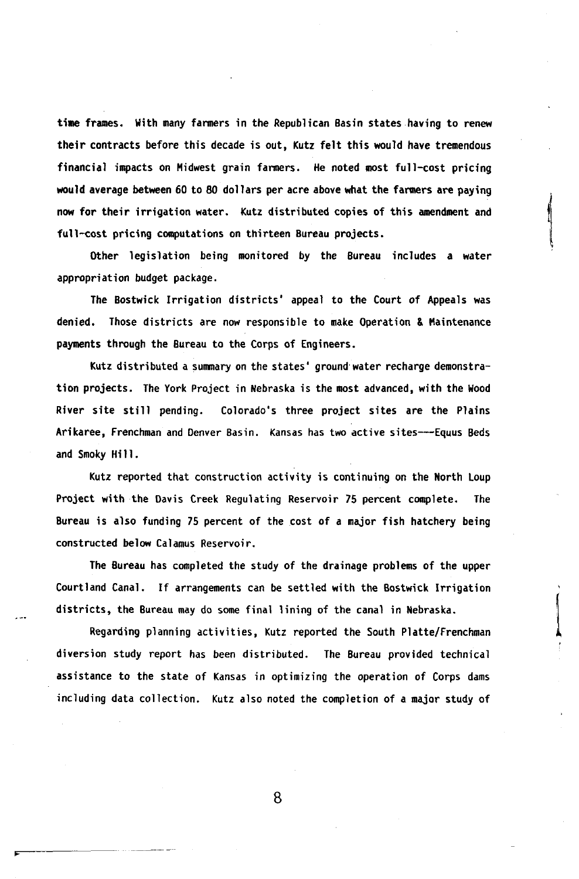time frames. With many farmers in the Republican Basin states having to renew their contracts before this decade is out, Kutz felt this would have tremendous financial impacts on Midwest grain farmers. He noted most full-cost pricing would average between 60 to 80 dollars per acre above what the farmers are paying now for their irrigation water. Kutz distributed copies of this amendment and full-cost pricing computations on thirteen Bureau projects.

Other legislation being monitored by the Bureau includes a water appropriation budget package.

The Bostwick Irrigation districts' appeal to the Court of Appeals was denied. Those districts are now responsible to make Operation & Maintenance payments through the Bureau to the Corps of Engineers.

Kutz distributed a summary on the states' ground water recharge demonstration projects. The York Project in Nebraska is the most advanced, with the Wood River site still pending. Colorado's three project sites are the Plains Arikaree, Frenchman and Denver Basin. Kansas has two active sites---Equus Beds and Smoky Hill.

Kutz reported that construction activity is continuing on the North Loup Project with the Davis Creek Regulating Reservoir 75 percent complete. The Bureau is also funding 75 percent of the cost of a major fish hatchery being constructed below Calamus Reservoir.

The Bureau has completed the study of the drainage problems of the upper Courtland Canal. If arrangements can be settled with the Bostwick Irrigation districts, the Bureau may do some final lining of the canal in Nebraska.

Regarding planning activities, Kutz reported the South Platte/Frenchman diversion study report has been distributed. The Bureau provided technical assistance to the state of Kansas in optimizing the operation of Corps dams including data collection. Kutz also noted the completion of a major study of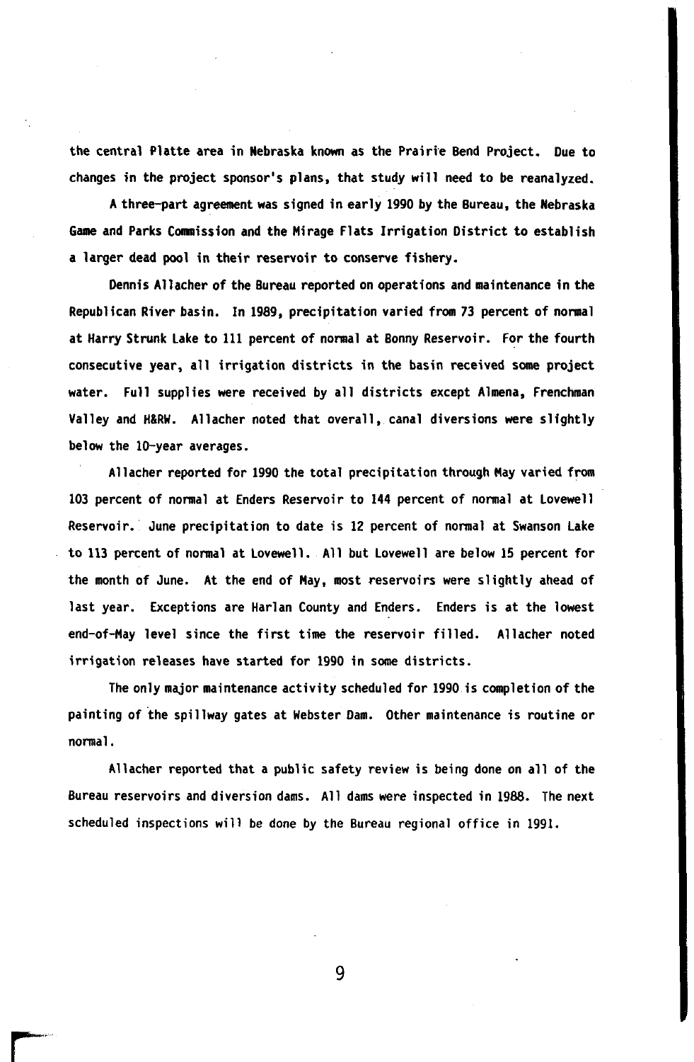the central Platte area in Nebraska known as the Prairie Bend Project. Due to changes in the project sponsor's plans, that study will need to be reanalyzed.

A three-part agreement was signed in early 1990 by the Bureau, the Nebraska Game and Parks Commission and the Mirage Flats Irrigation District to establish a larger dead pool in their reservoir to conserve fishery.

Dennis Allacher of the Bureau reported on operations and maintenance in the Republican River basin. In 1989, precipitation varied from 73 percent of normal at Harry Strunk Lake to 111 percent of normal at Bonny Reservoir. For the fourth consecutive year, all irrigation districts in the basin received some project water. Full supplies were received by all districts except Almena, Frenchman Valley and H&RW. Allacher noted that overall, canal diversions were slightly below the 10-year averages.

Allacher reported for 1990 the total precipitation through May varied from 103 percent of normal at Enders Reservoir to 144 percent of normal at Lovewell Reservoir. June precipitation to date is 12 percent of normal at Swanson Lake to 113 percent of normal at Lovewell. All but Lovewell are below 15 percent for the month of June. At the end of May, most reservoirs were slightly ahead of last year. Exceptions are Harlan County and Enders. Enders is at the lowest end-of-May level since the first time the reservoir filled. Allacher noted irrigation releases have started for 1990 in some districts.

The only major maintenance activity scheduled for 1990 is completion of the painting of the spillway gates at Webster Dam. Other maintenance is routine or normal.

Allacher reported that a public safety review is being done on all of the Bureau reservoirs and diversion dams. All dams were inspected in 1988. The next scheduled inspections will be done by the Bureau regional office in 1991.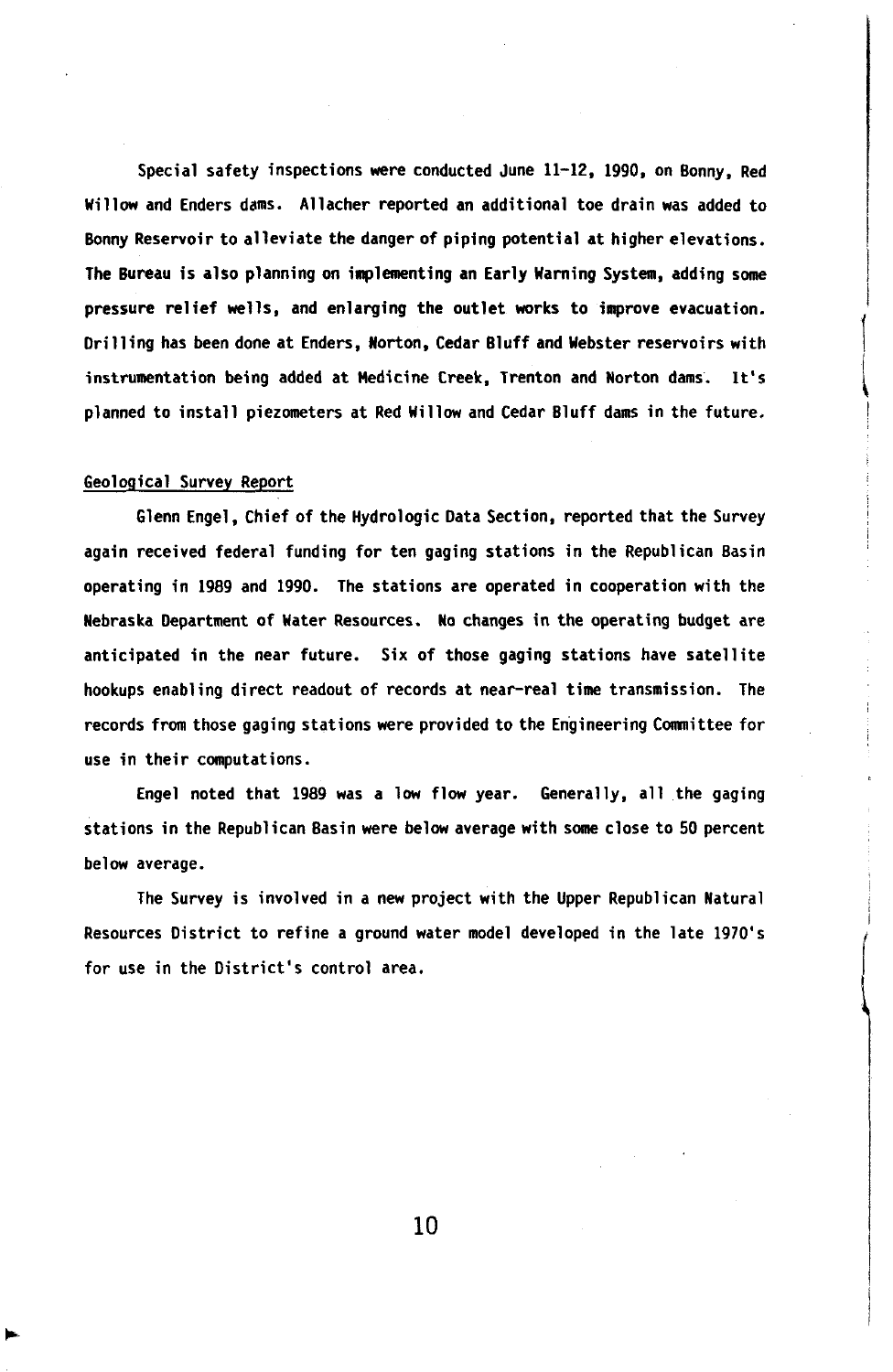Special safety inspections were conducted June 11-12, 1990, on Bonny, Red Willow and Enders dams. Allacher reported an additional toe drain was added to Bonny Reservoir to alleviate the danger of piping potential at higher elevations. The Bureau is also planning on implementing an Early Warning System, adding some pressure relief wells, and enlarging the outlet works to improve evacuation. Drilling has been done at Enders, Norton, Cedar Bluff and Webster reservoirs with instrumentation being added at Medicine Creek, Trenton and Norton dams. It's planned to install piezometers at Red Willow and Cedar Bluff dams in the future.

<u>Geological Survey Report</u>

Glenn Engel, Chief of the Hydrologic Data Section, reported that the Survey again received federal funding for ten gaging stations in the Republican Basin operating in 1989 and 1990. The stations are operated in cooperation with the Nebraska Department of Water Resources. No changes in the operating budget are anticipated in the near future. Six of those gaging stations have satellite hookups enabling direct readout of records at near-real time transmission. The records from those gaging stations were provided to the Engineering Committee for use in their computations.

Engel noted that 1989 was a low flow year. Generally, all the gaging stations in the Republican Basin were below average with some close to 50 percent below average.

The Survey is involved in a new project with the Upper Republican Natural Resources District to refine a ground water model developed in the late 1970's for use in the District's control area.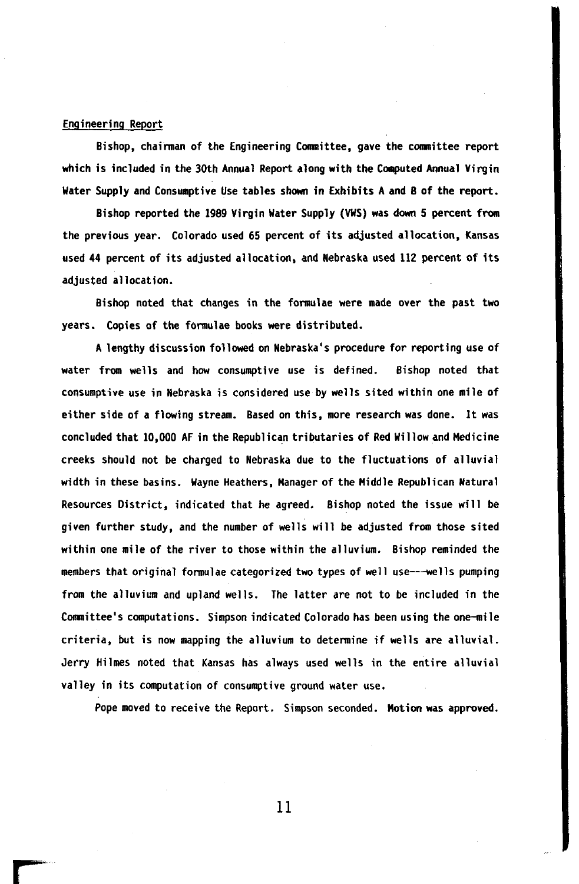Engineering Report

Bishop, chairman of the Engineering Committee, gave the committee report which is included in the 30th Annual Report along with the Computed Annual Virgin Water Supply and Consumptive Use tables shown in Exhibits A and B of the report.

Bishop reported the 1989 Virgin Water Supply (VWS) was down 5 percent from the previous year. Colorado used 65 percent of its adjusted allocation, Kansas used 44 percent of its adjusted allocation, and Nebraska used 112 percent of its adjusted allocation.

Bishop noted that changes in the formulae were made over the past two years. Copies of the formulae books were distributed.

A lengthy discussion followed on Nebraska's procedure for reporting use of water from wells and how consumptive use is defined. Bishop noted that consumptive use in Nebraska is considered use by wells sited within one mile of either side of a flowing stream. Based on this, more research was done. It was concluded that 10,000 AF in the Republican tributaries of Red Willow and Medicine creeks should not be charged to Nebraska due to the fluctuations of alluvial width in these basins. Wayne Heathers, Manager of the Middle Republican Natural Resources District, indicated that he agreed. Bishop noted the issue will be given further study, and the number of wells will be adjusted from those sited within one mile of the river to those within the alluvium. Bishop reminded the members that original formulae categorized two types of well use---wells pumping from the alluvium and upland wells. The latter are not to be included in the Committee's computations. Simpson indicated Colorado has been using the one-mile criteria, but is now mapping the alluvium to determine if wells are alluvial. Jerry Hilmes noted that Kansas has always used wells in the entire alluvial valley in its computation of consumptive ground water use.

Pope moved to receive the Report. Simpson seconded. Motion was approved.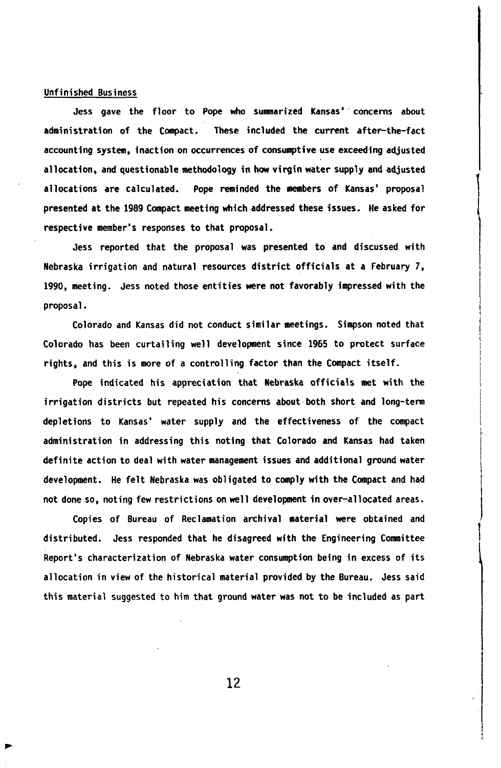Unfinished Business

Jess gave the floor to Pope who summarized Kansas' concerns about administration of the Compact. These included the current after-the-fact accounting system, inaction on occurrences of consumptive use exceeding adjusted allocation, and questionable methodology in how virgin water supply and adjusted allocations are calculated. Pope reminded the members of Kansas' proposal presented at the 1989 Compact meeting which addressed these issues. He asked for respective member's responses to that proposal.

Jess reported that the proposal was presented to and discussed with Nebraska irrigation and natural resources district officials at a February 7, 1990, meeting. Jess noted those entities were not favorably impressed with the proposal.

Colorado and Kansas did not conduct similar meetings. Simpson noted that Colorado has been curtailing well development since 1965 to protect surface rights, and this is more of a controlling factor than the Compact itself.

Pope indicated his appreciation that Nebraska officials met with the irrigation districts but repeated his concerns about both short and long-term depletions to Kansas' water supply and the effectiveness of the compact administration in addressing this noting that Colorado and Kansas had taken definite action to deal with water management issues and additional ground water development. He felt Nebraska was obligated to comply with the Compact and had not done so, noting few restrictions on well development in over-allocated areas.

Copies of Bureau of Reclamation archival material were obtained and distributed. Jess responded that he disagreed with the Engineering Committee Report's characterization of Nebraska water consumption being in excess of its allocation in view of the historical material provided by the Bureau. Jess said this material suggested to him that ground water was not to be included as part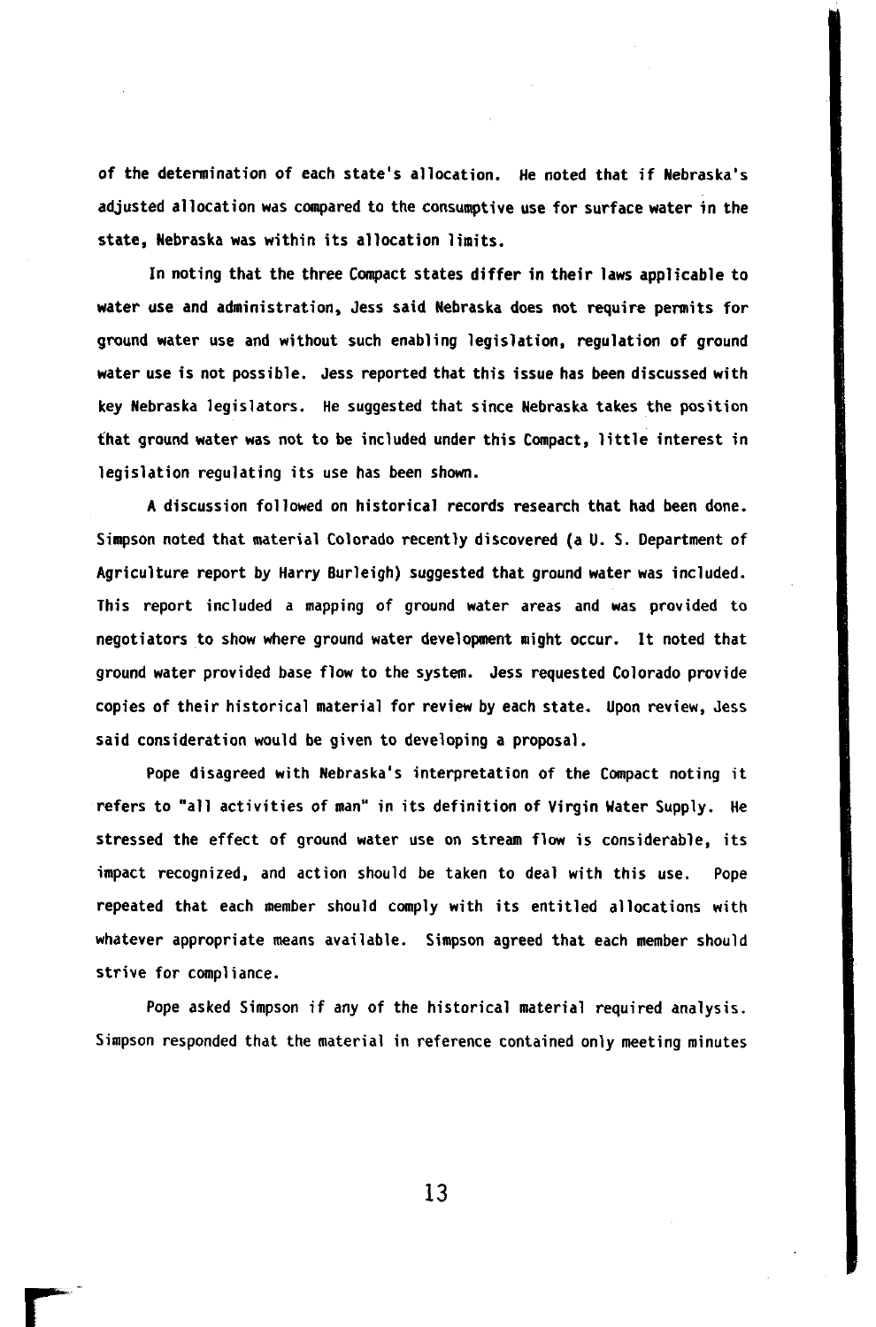of the determination of each state's allocation. He noted that if Nebraska's adjusted allocation was compared to the consumptive use for surface water in the state, Nebraska was within its allocation limits.

In noting that the three Compact states differ in their laws applicable to water use and administration, Jess said Nebraska does not require permits for ground water use and without such enabling legislation, regulation of ground water use is not possible. Jess reported that this issue has been discussed with key Nebraska legislators. He suggested that since Nebraska takes the position that ground water was not to be included under this Compact, little interest in legislation regulating its use has been shown.

A discussion followed on historical records research that had been done. Simpson noted that material Colorado recently discovered (a U. S. Department of Agriculture report by Harry Burleigh) suggested that ground water was included. This report included a mapping of ground water areas and was provided to negotiators to show where ground water development might occur. It noted that ground water provided base flow to the system. Jess requested Colorado provide copies of their historical material for review by each state. Upon review, Jess said consideration would be given to developing a proposal.

Pope disagreed with Nebraska's interpretation of the Compact noting it refers to "all activities of man" in its definition of Virgin Water Supply. He stressed the effect of ground water use on stream flow is considerable, its impact recognized, and action should be taken to deal with this use. Pope repeated that each member should comply with its entitled allocations with whatever appropriate means available. Simpson agreed that each member should strive for compliance.

Pope asked Simpson if any of the historical material required analysis. Simpson responded that the material in reference contained only meeting minutes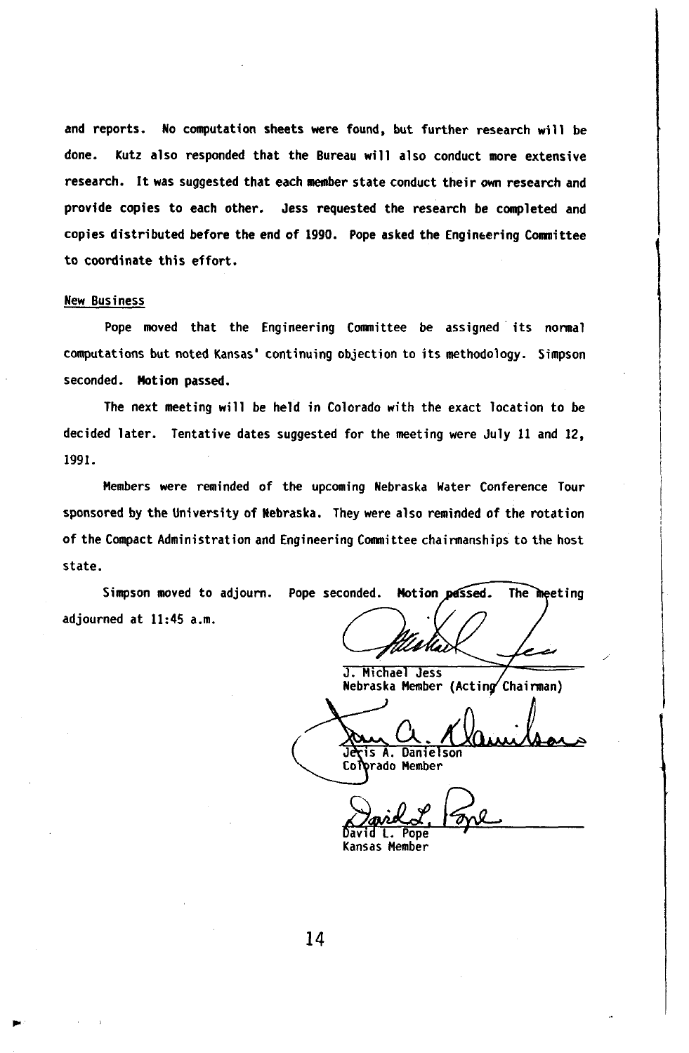and reports. No computation sheets were found, but further research will be done. Kutz also responded that the Bureau will also conduct more extensive research. It was suggested that each member state conduct their own research and provide copies to each other. Jess requested the research be completed and copies distributed before the end of 1990. Pope asked the Engineering Committee to coordinate this effort.

New Business

Pope moved that the Engineering Committee be assigned its normal computations but noted Kansas' continuing objection to its methodology. Simpson seconded. **Motion passed.**

The next meeting will be held in Colorado with the exact location to be decided later. Tentative dates suggested for the meeting were July 11 and 12, 1991.

Members were reminded of the upcoming Nebraska Water Conference Tour sponsored by the University of Nebraska. They were also reminded of the rotation of the Compact Administration and Engineering Committee chairmanships to the host state.

Simpson moved to adjourn. Pope seconded. **Motion passed.** The meeting adjourned at 11:45 a.m.

J. Michael Jess
Nebraska Member (Acting Chairman)

Jeris A. Danielson
Colorado Member

David L. Pope
Kansas Member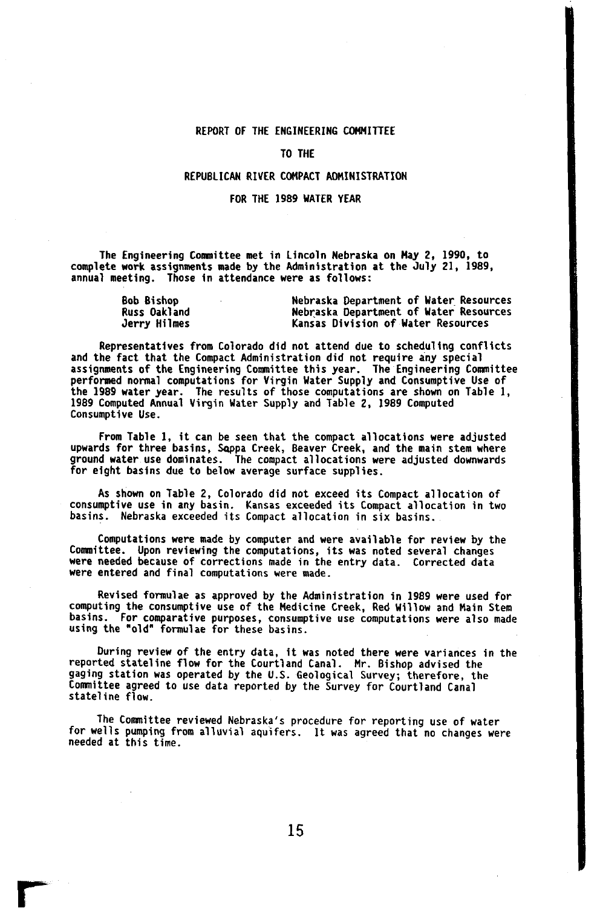# REPORT OF THE ENGINEERING COMMITTEE

# TO THE

# REPUBLICAN RIVER COMPACT ADMINISTRATION

# FOR THE 1989 WATER YEAR

The Engineering Committee met in Lincoln Nebraska on May 2, 1990, to complete work assignments made by the Administration at the July 21, 1989, annual meeting. Those in attendance were as follows:

| | |
|---|---|
| Bob Bishop | Nebraska Department of Water Resources |
| Russ Oakland | Nebraska Department of Water Resources |
| Jerry Hilmes | Kansas Division of Water Resources |

Representatives from Colorado did not attend due to scheduling conflicts and the fact that the Compact Administration did not require any special assignments of the Engineering Committee this year. The Engineering Committee performed normal computations for Virgin Water Supply and Consumptive Use of the 1989 water year. The results of those computations are shown on Table 1, 1989 Computed Annual Virgin Water Supply and Table 2, 1989 Computed Consumptive Use.

From Table 1, it can be seen that the compact allocations were adjusted upwards for three basins, Sappa Creek, Beaver Creek, and the main stem where ground water use dominates. The compact allocations were adjusted downwards for eight basins due to below average surface supplies.

As shown on Table 2, Colorado did not exceed its Compact allocation of consumptive use in any basin. Kansas exceeded its Compact allocation in two basins. Nebraska exceeded its Compact allocation in six basins.

Computations were made by computer and were available for review by the Committee. Upon reviewing the computations, its was noted several changes were needed because of corrections made in the entry data. Corrected data were entered and final computations were made.

Revised formulae as approved by the Administration in 1989 were used for computing the consumptive use of the Medicine Creek, Red Willow and Main Stem basins. For comparative purposes, consumptive use computations were also made using the "old" formulae for these basins.

During review of the entry data, it was noted there were variances in the reported stateline flow for the Courtland Canal. Mr. Bishop advised the gaging station was operated by the U.S. Geological Survey; therefore, the Committee agreed to use data reported by the Survey for Courtland Canal stateline flow.

The Committee reviewed Nebraska's procedure for reporting use of water for wells pumping from alluvial aquifers. It was agreed that no changes were needed at this time.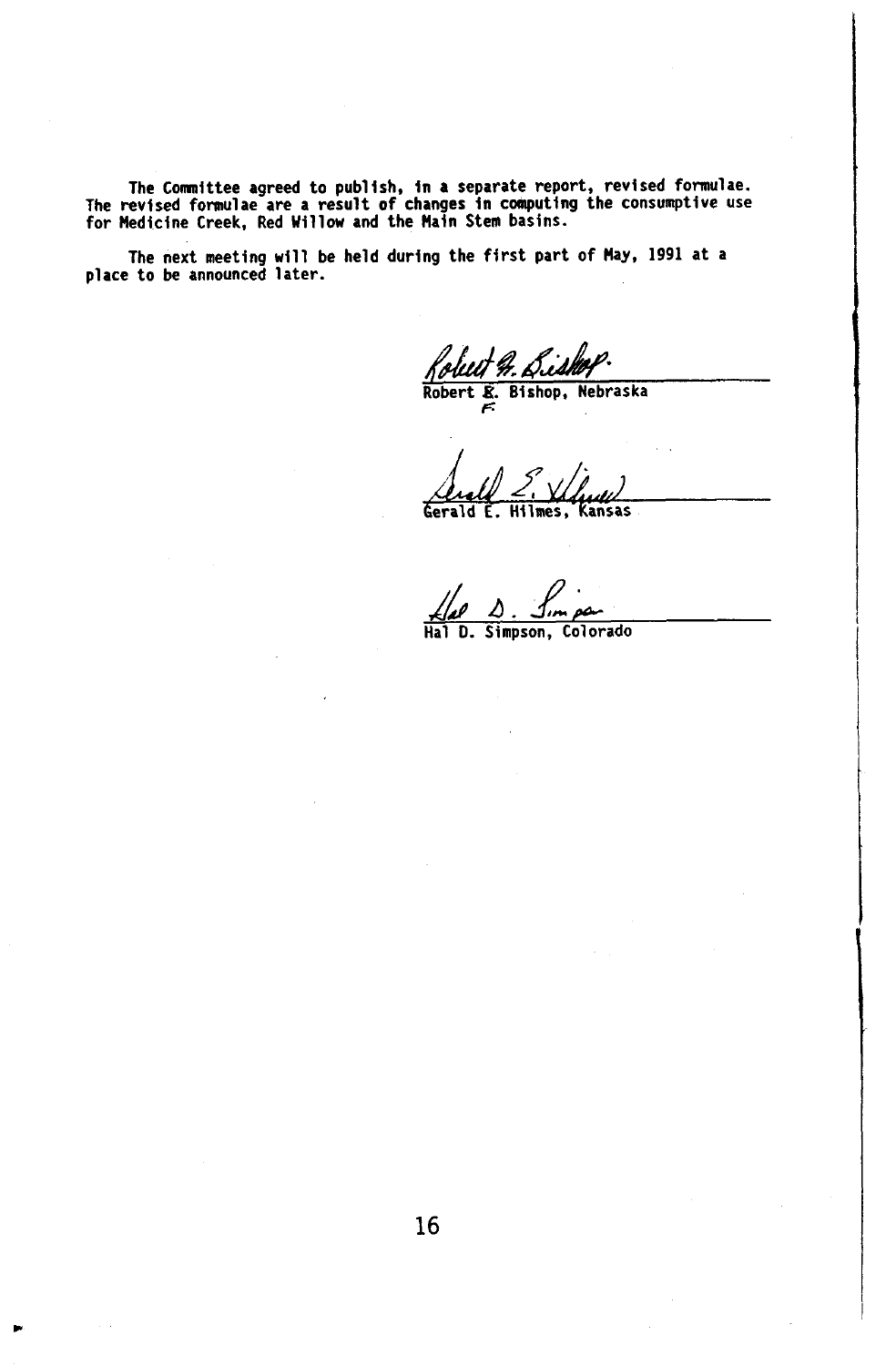The Committee agreed to publish, in a separate report, revised formulae. The revised formulae are a result of changes in computing the consumptive use for Medicine Creek, Red Willow and the Main Stem basins.

The next meeting will be held during the first part of May, 1991 at a place to be announced later.

Robert F. Bishop, Nebraska

Gerald E. Hilmes, Kansas

Hal D. Simpson, Colorado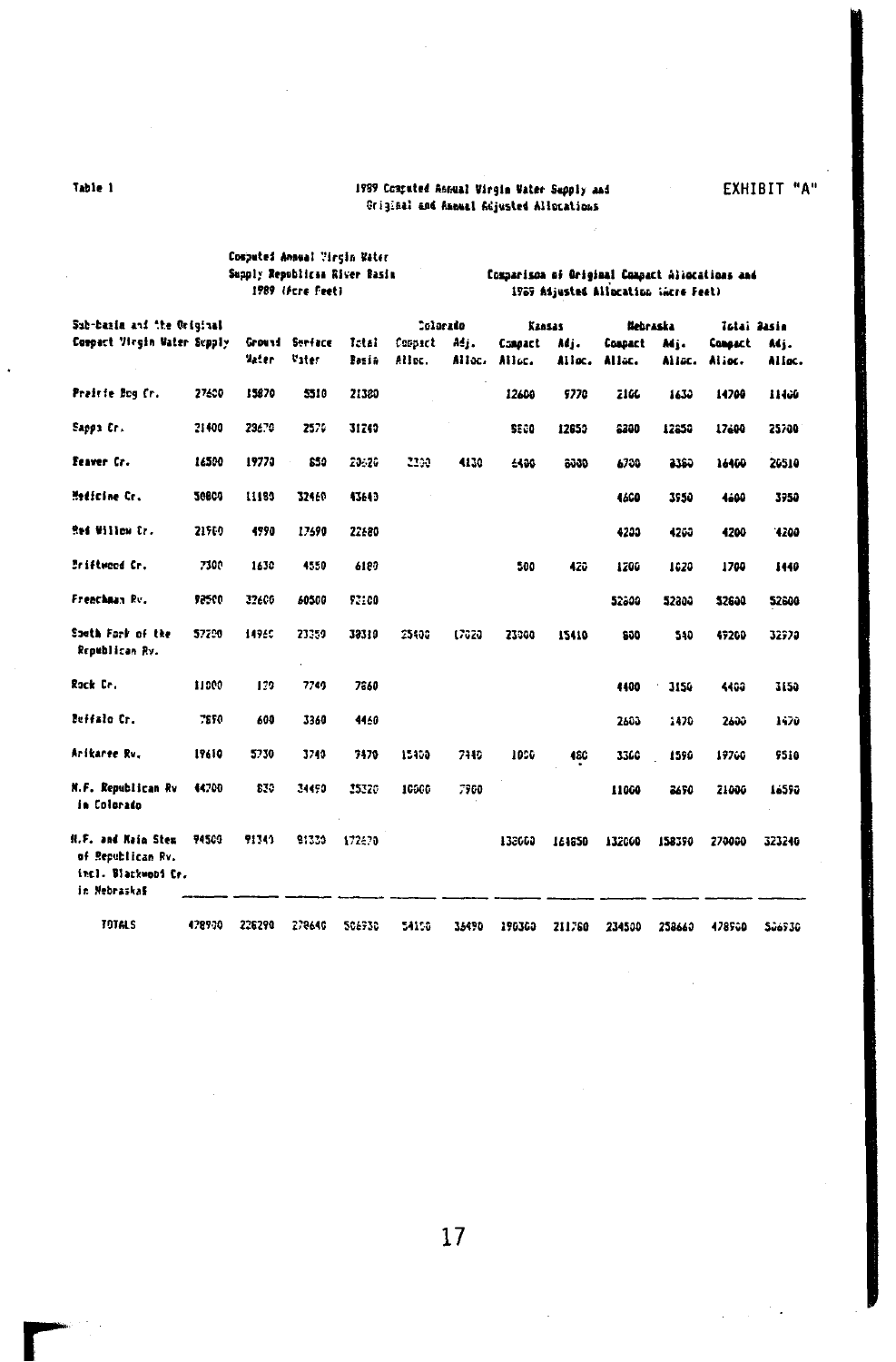Table 1

EXHIBIT "A"

1989 Computed Annual Virgin Water Supply and Original and Annual Adjusted Allocations

| Sub-basin and the Original Compact Virgin Water Supply | | Computed Annual Virgin Water Supply Republican River Basin 1989 (Acre Feet) | | | Comparison of Original Compact Allocations and 1989 Adjusted Allocation (Acre Feet) | | | | | | | |
|---|---|---|---|---|---|---|---|---|---|---|---|---|
| | | | | | Colorado | | Kansas | | Nebraska | | Total Basin | |
| | | Ground Water | Surface Water | Total Basin | Compact Alloc. | Adj. Alloc. | Compact Alloc. | Adj. Alloc. | Compact Alloc. | Adj. Alloc. | Compact Alloc. | Adj. Alloc. |
| Prairie Dog Cr. | 27600 | 15870 | 5510 | 21380 | | | 12600 | 9770 | 2100 | 1630 | 14700 | 11400 |
| Sappa Cr. | 21400 | 28670 | 2570 | 31240 | | | 8800 | 12850 | 8800 | 12850 | 17600 | 25700 |
| Beaver Cr. | 16500 | 19770 | 850 | 20620 | 3300 | 4130 | 6400 | 8000 | 6700 | 8380 | 16400 | 20510 |
| Medicine Cr. | 50800 | 11180 | 32460 | 43640 | | | | | 4600 | 3950 | 4600 | 3950 |
| Red Willow Cr. | 21900 | 4990 | 17690 | 22680 | | | | | 4200 | 4200 | 4200 | 4200 |
| Driftwood Cr. | 7300 | 1630 | 4550 | 6180 | | | 500 | 420 | 1200 | 1020 | 1700 | 1440 |
| Frenchman Rv. | 98500 | 32600 | 60500 | 93100 | | | | | 52800 | 52800 | 52800 | 52800 |
| South Fork of the Republican Rv. | 57200 | 14960 | 23350 | 38310 | 25400 | 17020 | 23000 | 15410 | 800 | 540 | 49200 | 32970 |
| Rock Cr. | 11000 | 120 | 7740 | 7860 | | | | | 4400 | 3150 | 4400 | 3150 |
| Buffalo Cr. | 7890 | 600 | 3360 | 4460 | | | | | 2600 | 1470 | 2600 | 1470 |
| Arikaree Rv. | 19610 | 5730 | 3740 | 9470 | 15400 | 7440 | 1000 | 480 | 3300 | 1590 | 19700 | 9510 |
| N.F. Republican Rv in Colorado | 44700 | 830 | 34490 | 35320 | 10000 | 7900 | | | 11000 | 8690 | 21000 | 16590 |
| N.F. and Main Stem of Republican Rv. incl. Blackwood Cr. in Nebraska | 94500 | 91340 | 81330 | 172670 | | | 138000 | 164650 | 132000 | 158390 | 270000 | 323240 |
| TOTALS | 478930 | 228290 | 278640 | 506930 | 54100 | 36490 | 190300 | 211780 | 234500 | 258660 | 478900 | 506930 |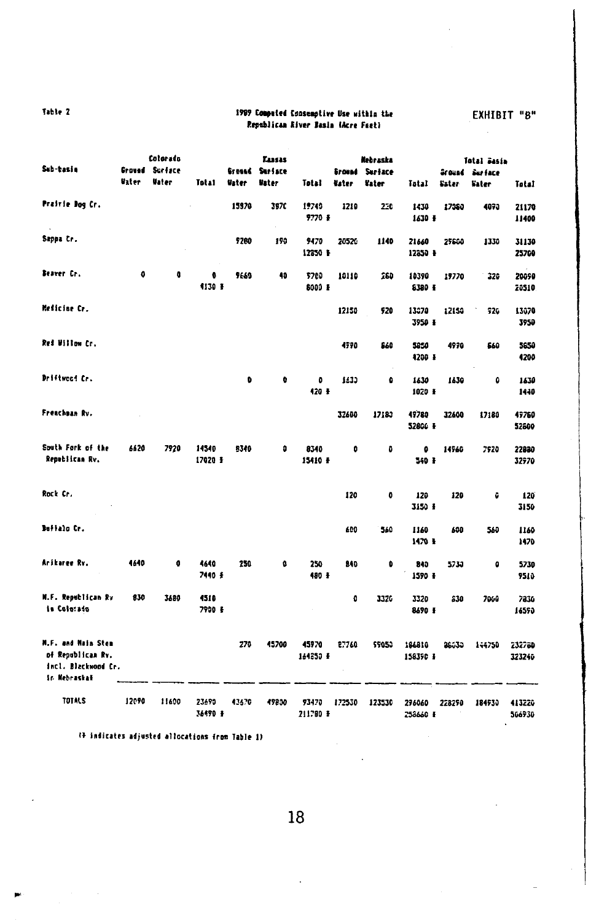Table 2

1989 Computed Consumptive Use within the Republican River Basin (Acre Feet)

EXHIBIT "B"

| Sub-basin | Colorado Ground Water | Colorado Surface Water | Colorado Total | Kansas Ground Water | Kansas Surface Water | Kansas Total | Nebraska Ground Water | Nebraska Surface Water | Nebraska Total | Total Basin Ground Water | Total Basin Surface Water | Total Basin Total |
|---|---|---|---|---|---|---|---|---|---|---|---|---|
| Prairie Dog Cr. | | | | 15970 | 3870 | 19740<br>9770 # | 1210 | 220 | 1430<br>1630 # | 17080 | 4090 | 21170<br>11400 |
| Sappa Cr. | | | | 9280 | 190 | 9470<br>12850 # | 20520 | 1140 | 21660<br>12850 # | 29800 | 1330 | 31130<br>25700 |
| Beaver Cr. | 0 | 0 | 0<br>4130 # | 9660 | 40 | 9700<br>8000 # | 10110 | 280 | 10390<br>8380 # | 19770 | 320 | 20090<br>20510 |
| Medicine Cr. | | | | | | | 12150 | 920 | 13070<br>3950 # | 12150 | 920 | 13070<br>3950 |
| Red Willow Cr. | | | | | | | 4990 | 860 | 5850<br>4200 # | 4990 | 860 | 5850<br>4200 |
| Driftwood Cr. | | | | 0 | 0 | 0<br>420 # | 1630 | 0 | 1630<br>1020 # | 1630 | 0 | 1630<br>1440 |
| Frenchman Rv. | | | | | | | 32600 | 17180 | 49780<br>52800 # | 32600 | 17180 | 49780<br>52800 |
| South Fork of the Republican Rv. | 6620 | 7920 | 14540<br>17020 # | 8340 | 0 | 8340<br>15410 # | 0 | 0 | 0<br>540 # | 14960 | 7920 | 22880<br>32970 |
| Rock Cr. | | | | | | | 120 | 0 | 120<br>3150 # | 120 | 0 | 120<br>3150 |
| Buffalo Cr. | | | | | | | 600 | 560 | 1160<br>1470 # | 600 | 560 | 1160<br>1470 |
| Arikaree Rv. | 4640 | 0 | 4640<br>7440 # | 250 | 0 | 250<br>480 # | 840 | 0 | 840<br>1590 # | 5730 | 0 | 5730<br>9510 |
| N.F. Republican Rv in Colorado | 830 | 3680 | 4510<br>7900 # | | | | 0 | 3320 | 3320<br>8690 # | 830 | 7000 | 7830<br>16590 |
| N.F. and Main Stem of Republican Rv. incl. Blackwood Cr. in Nebraska | | | | 270 | 45700 | 45970<br>164250 # | 87760 | 99050 | 186810<br>158390 # | 88030 | 144750 | 232780<br>323240 |
| TOTALS | 12090 | 11600 | 23690<br>36490 # | 43670 | 49800 | 93470<br>211780 # | 172530 | 123530 | 296060<br>258660 # | 228290 | 184930 | 413220<br>506930 |

(# indicates adjusted allocations from Table 1)